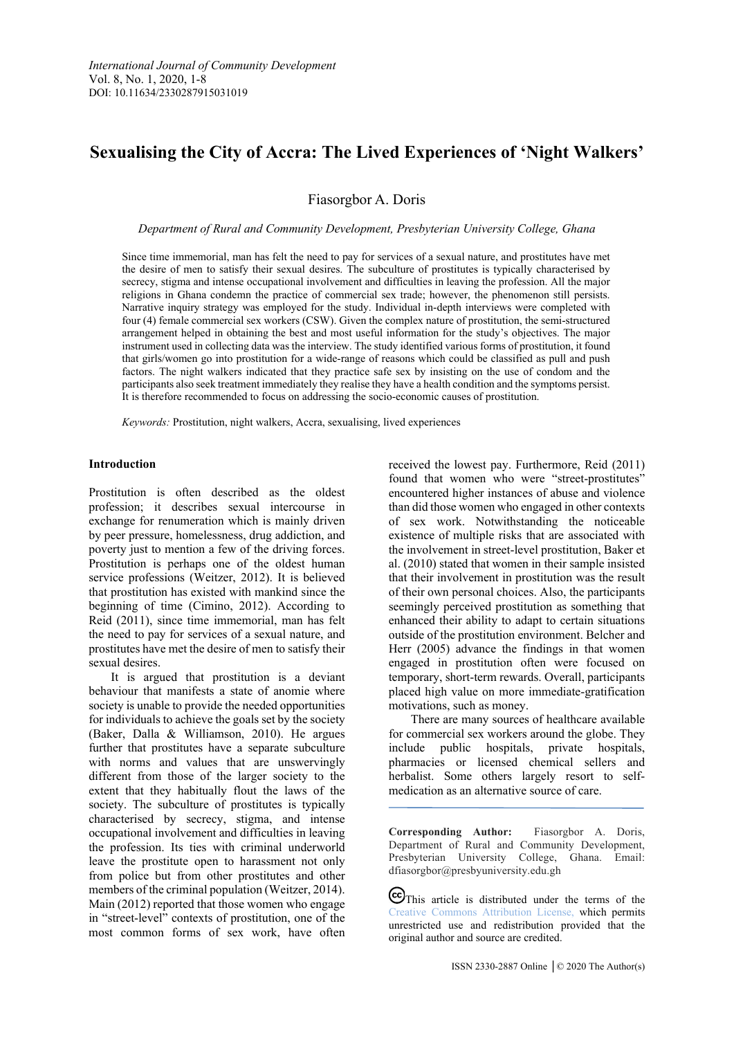*International Journal of Community Development*
Vol. 8, No. 1, 2020, 1-8
DOI: 10.11634/2330287915031019

# Sexualising the City of Accra: The Lived Experiences of 'Night Walkers'

Fiasorgbor A. Doris

*Department of Rural and Community Development, Presbyterian University College, Ghana*

Since time immemorial, man has felt the need to pay for services of a sexual nature, and prostitutes have met the desire of men to satisfy their sexual desires. The subculture of prostitutes is typically characterised by secrecy, stigma and intense occupational involvement and difficulties in leaving the profession. All the major religions in Ghana condemn the practice of commercial sex trade; however, the phenomenon still persists. Narrative inquiry strategy was employed for the study. Individual in-depth interviews were completed with four (4) female commercial sex workers (CSW). Given the complex nature of prostitution, the semi-structured arrangement helped in obtaining the best and most useful information for the study's objectives. The major instrument used in collecting data was the interview. The study identified various forms of prostitution, it found that girls/women go into prostitution for a wide-range of reasons which could be classified as pull and push factors. The night walkers indicated that they practice safe sex by insisting on the use of condom and the participants also seek treatment immediately they realise they have a health condition and the symptoms persist. It is therefore recommended to focus on addressing the socio-economic causes of prostitution.

*Keywords:* Prostitution, night walkers, Accra, sexualising, lived experiences

## Introduction

Prostitution is often described as the oldest profession; it describes sexual intercourse in exchange for renumeration which is mainly driven by peer pressure, homelessness, drug addiction, and poverty just to mention a few of the driving forces. Prostitution is perhaps one of the oldest human service professions (Weitzer, 2012). It is believed that prostitution has existed with mankind since the beginning of time (Cimino, 2012). According to Reid (2011), since time immemorial, man has felt the need to pay for services of a sexual nature, and prostitutes have met the desire of men to satisfy their sexual desires.

It is argued that prostitution is a deviant behaviour that manifests a state of anomie where society is unable to provide the needed opportunities for individuals to achieve the goals set by the society (Baker, Dalla & Williamson, 2010). He argues further that prostitutes have a separate subculture with norms and values that are unswervingly different from those of the larger society to the extent that they habitually flout the laws of the society. The subculture of prostitutes is typically characterised by secrecy, stigma, and intense occupational involvement and difficulties in leaving the profession. Its ties with criminal underworld leave the prostitute open to harassment not only from police but from other prostitutes and other members of the criminal population (Weitzer, 2014). Main (2012) reported that those women who engage in "street-level" contexts of prostitution, one of the most common forms of sex work, have often received the lowest pay. Furthermore, Reid (2011) found that women who were "street-prostitutes" encountered higher instances of abuse and violence than did those women who engaged in other contexts of sex work. Notwithstanding the noticeable existence of multiple risks that are associated with the involvement in street-level prostitution, Baker et al. (2010) stated that women in their sample insisted that their involvement in prostitution was the result of their own personal choices. Also, the participants seemingly perceived prostitution as something that enhanced their ability to adapt to certain situations outside of the prostitution environment. Belcher and Herr (2005) advance the findings in that women engaged in prostitution often were focused on temporary, short-term rewards. Overall, participants placed high value on more immediate-gratification motivations, such as money.

There are many sources of healthcare available for commercial sex workers around the globe. They include public hospitals, private hospitals, pharmacies or licensed chemical sellers and herbalist. Some others largely resort to self-medication as an alternative source of care.

---

**Corresponding Author:** Fiasorgbor A. Doris, Department of Rural and Community Development, Presbyterian University College, Ghana. Email: dfiasorgbor@presbyuniversity.edu.gh

This article is distributed under the terms of the Creative Commons Attribution License, which permits unrestricted use and redistribution provided that the original author and source are credited.

ISSN 2330-2887 Online | © 2020 The Author(s)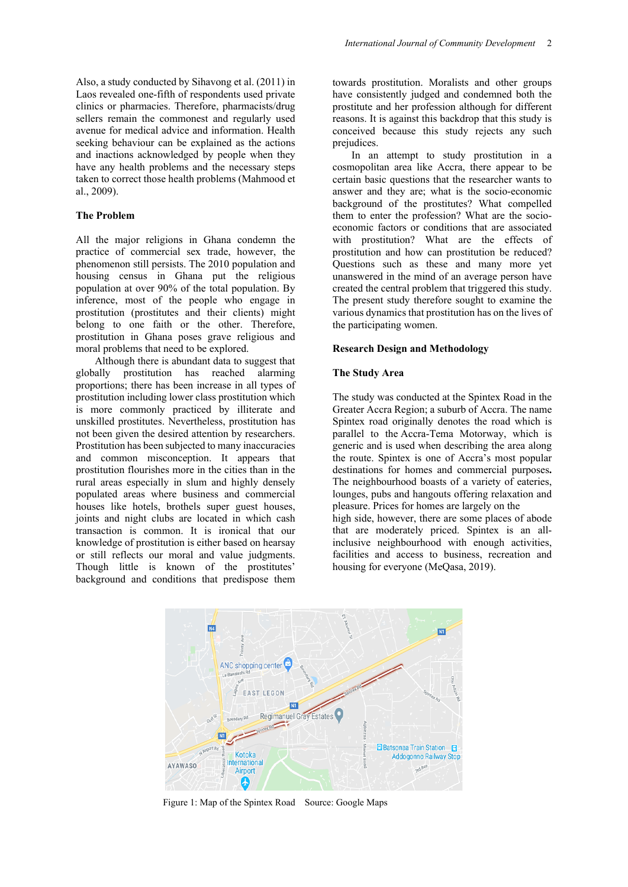Also, a study conducted by Sihavong et al. (2011) in Laos revealed one-fifth of respondents used private clinics or pharmacies. Therefore, pharmacists/drug sellers remain the commonest and regularly used avenue for medical advice and information. Health seeking behaviour can be explained as the actions and inactions acknowledged by people when they have any health problems and the necessary steps taken to correct those health problems (Mahmood et al., 2009).

## The Problem

All the major religions in Ghana condemn the practice of commercial sex trade, however, the phenomenon still persists. The 2010 population and housing census in Ghana put the religious population at over 90% of the total population. By inference, most of the people who engage in prostitution (prostitutes and their clients) might belong to one faith or the other. Therefore, prostitution in Ghana poses grave religious and moral problems that need to be explored.

Although there is abundant data to suggest that globally prostitution has reached alarming proportions; there has been increase in all types of prostitution including lower class prostitution which is more commonly practiced by illiterate and unskilled prostitutes. Nevertheless, prostitution has not been given the desired attention by researchers. Prostitution has been subjected to many inaccuracies and common misconception. It appears that prostitution flourishes more in the cities than in the rural areas especially in slum and highly densely populated areas where business and commercial houses like hotels, brothels super guest houses, joints and night clubs are located in which cash transaction is common. It is ironical that our knowledge of prostitution is either based on hearsay or still reflects our moral and value judgments. Though little is known of the prostitutes' background and conditions that predispose them towards prostitution. Moralists and other groups have consistently judged and condemned both the prostitute and her profession although for different reasons. It is against this backdrop that this study is conceived because this study rejects any such prejudices.

In an attempt to study prostitution in a cosmopolitan area like Accra, there appear to be certain basic questions that the researcher wants to answer and they are; what is the socio-economic background of the prostitutes? What compelled them to enter the profession? What are the socio-economic factors or conditions that are associated with prostitution? What are the effects of prostitution and how can prostitution be reduced? Questions such as these and many more yet unanswered in the mind of an average person have created the central problem that triggered this study. The present study therefore sought to examine the various dynamics that prostitution has on the lives of the participating women.

## Research Design and Methodology

### The Study Area

The study was conducted at the Spintex Road in the Greater Accra Region; a suburb of Accra. The name Spintex road originally denotes the road which is parallel to the Accra-Tema Motorway, which is generic and is used when describing the area along the route. Spintex is one of Accra's most popular destinations for homes and commercial purposes**.** The neighbourhood boasts of a variety of eateries, lounges, pubs and hangouts offering relaxation and pleasure. Prices for homes are largely on the high side, however, there are some places of abode that are moderately priced. Spintex is an all-inclusive neighbourhood with enough activities, facilities and access to business, recreation and housing for everyone (MeQasa, 2019).

Figure 1: Map of the Spintex Road Source: Google Maps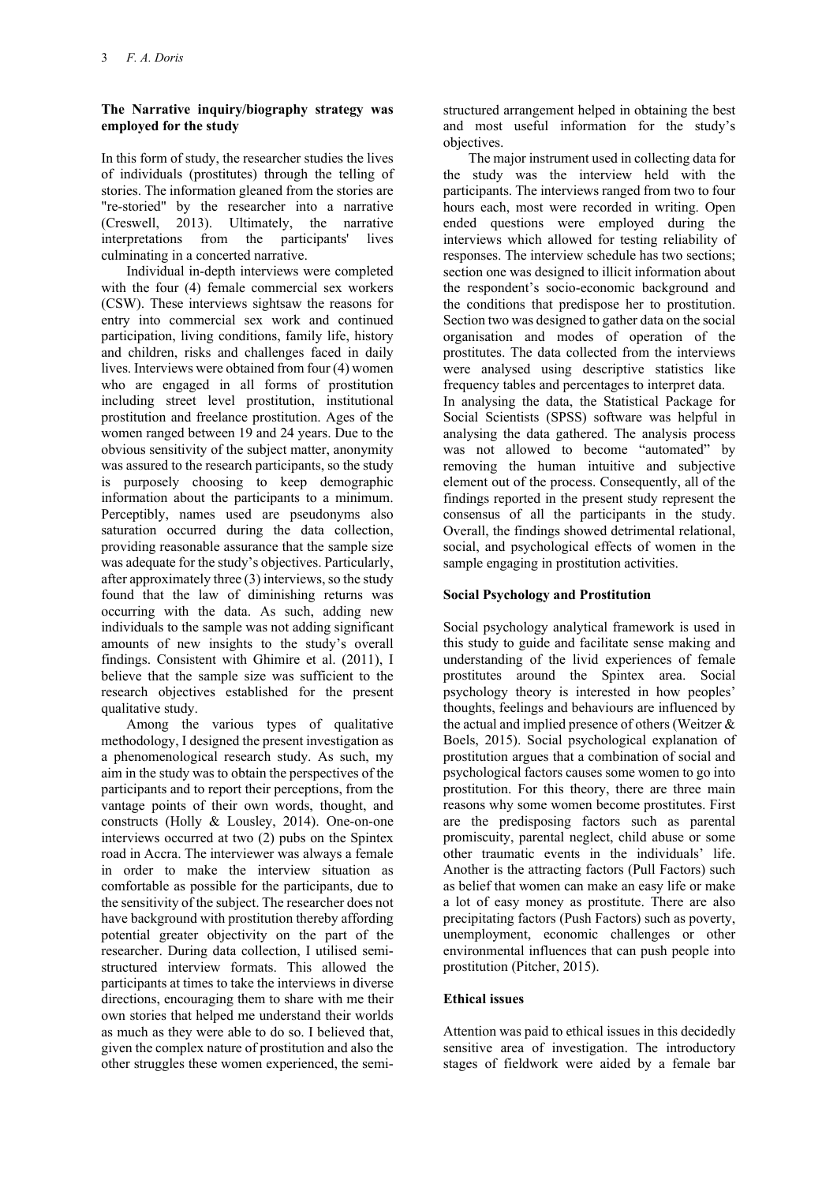**The Narrative inquiry/biography strategy was employed for the study**

In this form of study, the researcher studies the lives of individuals (prostitutes) through the telling of stories. The information gleaned from the stories are "re-storied" by the researcher into a narrative (Creswell, 2013). Ultimately, the narrative interpretations from the participants' lives culminating in a concerted narrative.

Individual in-depth interviews were completed with the four (4) female commercial sex workers (CSW). These interviews sightsaw the reasons for entry into commercial sex work and continued participation, living conditions, family life, history and children, risks and challenges faced in daily lives. Interviews were obtained from four (4) women who are engaged in all forms of prostitution including street level prostitution, institutional prostitution and freelance prostitution. Ages of the women ranged between 19 and 24 years. Due to the obvious sensitivity of the subject matter, anonymity was assured to the research participants, so the study is purposely choosing to keep demographic information about the participants to a minimum. Perceptibly, names used are pseudonyms also saturation occurred during the data collection, providing reasonable assurance that the sample size was adequate for the study's objectives. Particularly, after approximately three (3) interviews, so the study found that the law of diminishing returns was occurring with the data. As such, adding new individuals to the sample was not adding significant amounts of new insights to the study's overall findings. Consistent with Ghimire et al. (2011), I believe that the sample size was sufficient to the research objectives established for the present qualitative study.

Among the various types of qualitative methodology, I designed the present investigation as a phenomenological research study. As such, my aim in the study was to obtain the perspectives of the participants and to report their perceptions, from the vantage points of their own words, thought, and constructs (Holly & Lousley, 2014). One-on-one interviews occurred at two (2) pubs on the Spintex road in Accra. The interviewer was always a female in order to make the interview situation as comfortable as possible for the participants, due to the sensitivity of the subject. The researcher does not have background with prostitution thereby affording potential greater objectivity on the part of the researcher. During data collection, I utilised semi-structured interview formats. This allowed the participants at times to take the interviews in diverse directions, encouraging them to share with me their own stories that helped me understand their worlds as much as they were able to do so. I believed that, given the complex nature of prostitution and also the other struggles these women experienced, the semi-structured arrangement helped in obtaining the best and most useful information for the study's objectives.

The major instrument used in collecting data for the study was the interview held with the participants. The interviews ranged from two to four hours each, most were recorded in writing. Open ended questions were employed during the interviews which allowed for testing reliability of responses. The interview schedule has two sections; section one was designed to illicit information about the respondent's socio-economic background and the conditions that predispose her to prostitution. Section two was designed to gather data on the social organisation and modes of operation of the prostitutes. The data collected from the interviews were analysed using descriptive statistics like frequency tables and percentages to interpret data.

In analysing the data, the Statistical Package for Social Scientists (SPSS) software was helpful in analysing the data gathered. The analysis process was not allowed to become "automated" by removing the human intuitive and subjective element out of the process. Consequently, all of the findings reported in the present study represent the consensus of all the participants in the study. Overall, the findings showed detrimental relational, social, and psychological effects of women in the sample engaging in prostitution activities.

**Social Psychology and Prostitution**

Social psychology analytical framework is used in this study to guide and facilitate sense making and understanding of the livid experiences of female prostitutes around the Spintex area. Social psychology theory is interested in how peoples' thoughts, feelings and behaviours are influenced by the actual and implied presence of others (Weitzer & Boels, 2015). Social psychological explanation of prostitution argues that a combination of social and psychological factors causes some women to go into prostitution. For this theory, there are three main reasons why some women become prostitutes. First are the predisposing factors such as parental promiscuity, parental neglect, child abuse or some other traumatic events in the individuals' life. Another is the attracting factors (Pull Factors) such as belief that women can make an easy life or make a lot of easy money as prostitute. There are also precipitating factors (Push Factors) such as poverty, unemployment, economic challenges or other environmental influences that can push people into prostitution (Pitcher, 2015).

**Ethical issues**

Attention was paid to ethical issues in this decidedly sensitive area of investigation. The introductory stages of fieldwork were aided by a female bar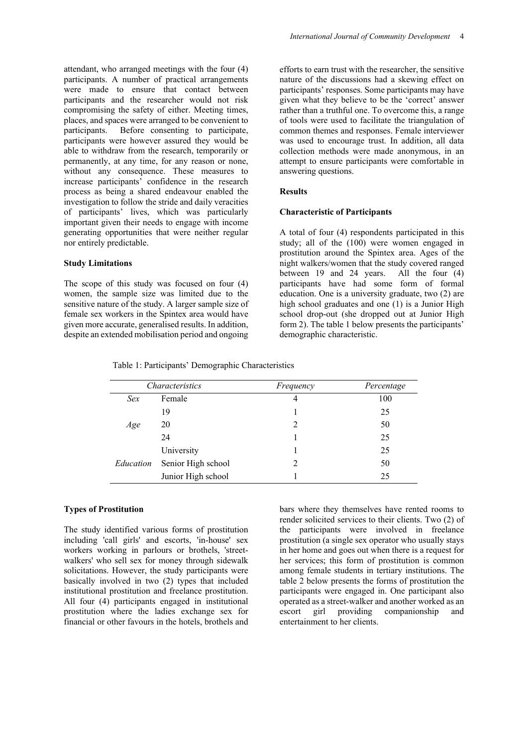attendant, who arranged meetings with the four (4) participants. A number of practical arrangements were made to ensure that contact between participants and the researcher would not risk compromising the safety of either. Meeting times, places, and spaces were arranged to be convenient to participants. Before consenting to participate, participants were however assured they would be able to withdraw from the research, temporarily or permanently, at any time, for any reason or none, without any consequence. These measures to increase participants' confidence in the research process as being a shared endeavour enabled the investigation to follow the stride and daily veracities of participants' lives, which was particularly important given their needs to engage with income generating opportunities that were neither regular nor entirely predictable.

**Study Limitations**

The scope of this study was focused on four (4) women, the sample size was limited due to the sensitive nature of the study. A larger sample size of female sex workers in the Spintex area would have given more accurate, generalised results. In addition, despite an extended mobilisation period and ongoing efforts to earn trust with the researcher, the sensitive nature of the discussions had a skewing effect on participants' responses. Some participants may have given what they believe to be the 'correct' answer rather than a truthful one. To overcome this, a range of tools were used to facilitate the triangulation of common themes and responses. Female interviewer was used to encourage trust. In addition, all data collection methods were made anonymous, in an attempt to ensure participants were comfortable in answering questions.

**Results**

**Characteristic of Participants**

A total of four (4) respondents participated in this study; all of the (100) were women engaged in prostitution around the Spintex area. Ages of the night walkers/women that the study covered ranged between 19 and 24 years. All the four (4) participants have had some form of formal education. One is a university graduate, two (2) are high school graduates and one (1) is a Junior High school drop-out (she dropped out at Junior High form 2). The table 1 below presents the participants' demographic characteristic.

Table 1: Participants' Demographic Characteristics

| *Characteristics* | | *Frequency* | *Percentage* |
|---|---|---|---|
| *Sex* | Female | 4 | 100 |
| *Age* | 19 | 1 | 25 |
| | 20 | 2 | 50 |
| | 24 | 1 | 25 |
| *Education* | University | 1 | 25 |
| | Senior High school | 2 | 50 |
| | Junior High school | 1 | 25 |

**Types of Prostitution**

The study identified various forms of prostitution including 'call girls' and escorts, 'in-house' sex workers working in parlours or brothels, 'street-walkers' who sell sex for money through sidewalk solicitations. However, the study participants were basically involved in two (2) types that included institutional prostitution and freelance prostitution. All four (4) participants engaged in institutional prostitution where the ladies exchange sex for financial or other favours in the hotels, brothels and bars where they themselves have rented rooms to render solicited services to their clients. Two (2) of the participants were involved in freelance prostitution (a single sex operator who usually stays in her home and goes out when there is a request for her services; this form of prostitution is common among female students in tertiary institutions. The table 2 below presents the forms of prostitution the participants were engaged in. One participant also operated as a street-walker and another worked as an escort girl providing companionship and entertainment to her clients.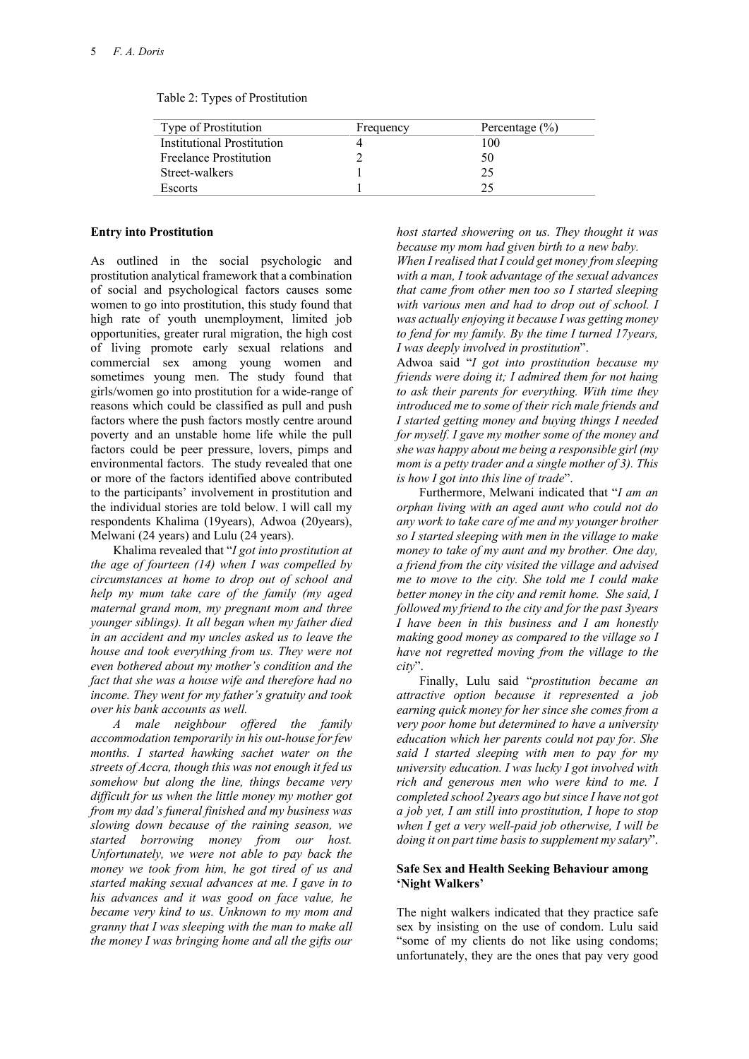Table 2: Types of Prostitution

| Type of Prostitution | Frequency | Percentage (%) |
|---|---|---|
| Institutional Prostitution | 4 | 100 |
| Freelance Prostitution | 2 | 50 |
| Street-walkers | 1 | 25 |
| Escorts | 1 | 25 |

**Entry into Prostitution**

As outlined in the social psychologic and prostitution analytical framework that a combination of social and psychological factors causes some women to go into prostitution, this study found that high rate of youth unemployment, limited job opportunities, greater rural migration, the high cost of living promote early sexual relations and commercial sex among young women and sometimes young men. The study found that girls/women go into prostitution for a wide-range of reasons which could be classified as pull and push factors where the push factors mostly centre around poverty and an unstable home life while the pull factors could be peer pressure, lovers, pimps and environmental factors. The study revealed that one or more of the factors identified above contributed to the participants' involvement in prostitution and the individual stories are told below. I will call my respondents Khalima (19years), Adwoa (20years), Melwani (24 years) and Lulu (24 years).

Khalima revealed that "*I got into prostitution at the age of fourteen (14) when I was compelled by circumstances at home to drop out of school and help my mum take care of the family (my aged maternal grand mom, my pregnant mom and three younger siblings). It all began when my father died in an accident and my uncles asked us to leave the house and took everything from us. They were not even bothered about my mother's condition and the fact that she was a house wife and therefore had no income. They went for my father's gratuity and took over his bank accounts as well.*

*A male neighbour offered the family accommodation temporarily in his out-house for few months. I started hawking sachet water on the streets of Accra, though this was not enough it fed us somehow but along the line, things became very difficult for us when the little money my mother got from my dad's funeral finished and my business was slowing down because of the raining season, we started borrowing money from our host. Unfortunately, we were not able to pay back the money we took from him, he got tired of us and started making sexual advances at me. I gave in to his advances and it was good on face value, he became very kind to us. Unknown to my mom and granny that I was sleeping with the man to make all the money I was bringing home and all the gifts our host started showering on us. They thought it was because my mom had given birth to a new baby.*

*When I realised that I could get money from sleeping with a man, I took advantage of the sexual advances that came from other men too so I started sleeping with various men and had to drop out of school. I was actually enjoying it because I was getting money to fend for my family. By the time I turned 17years, I was deeply involved in prostitution*".

Adwoa said "*I got into prostitution because my friends were doing it; I admired them for not haing to ask their parents for everything. With time they introduced me to some of their rich male friends and I started getting money and buying things I needed for myself. I gave my mother some of the money and she was happy about me being a responsible girl (my mom is a petty trader and a single mother of 3). This is how I got into this line of trade*".

Furthermore, Melwani indicated that "*I am an orphan living with an aged aunt who could not do any work to take care of me and my younger brother so I started sleeping with men in the village to make money to take of my aunt and my brother. One day, a friend from the city visited the village and advised me to move to the city. She told me I could make better money in the city and remit home. She said, I followed my friend to the city and for the past 3years I have been in this business and I am honestly making good money as compared to the village so I have not regretted moving from the village to the city*".

Finally, Lulu said "*prostitution became an attractive option because it represented a job earning quick money for her since she comes from a very poor home but determined to have a university education which her parents could not pay for. She said I started sleeping with men to pay for my university education. I was lucky I got involved with rich and generous men who were kind to me. I completed school 2years ago but since I have not got a job yet, I am still into prostitution, I hope to stop when I get a very well-paid job otherwise, I will be doing it on part time basis to supplement my salary*".

**Safe Sex and Health Seeking Behaviour among 'Night Walkers'**

The night walkers indicated that they practice safe sex by insisting on the use of condom. Lulu said "some of my clients do not like using condoms; unfortunately, they are the ones that pay very good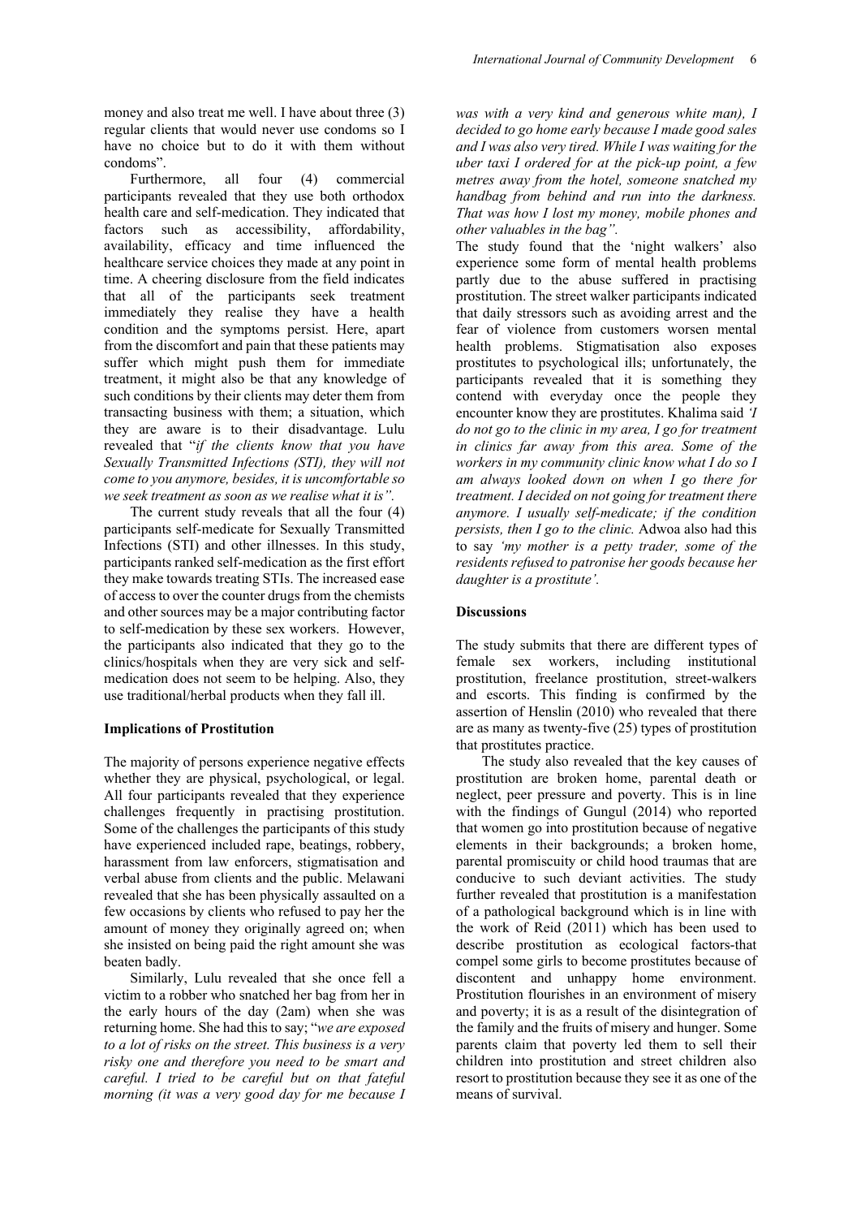money and also treat me well. I have about three (3) regular clients that would never use condoms so I have no choice but to do it with them without condoms".

Furthermore, all four (4) commercial participants revealed that they use both orthodox health care and self-medication. They indicated that factors such as accessibility, affordability, availability, efficacy and time influenced the healthcare service choices they made at any point in time. A cheering disclosure from the field indicates that all of the participants seek treatment immediately they realise they have a health condition and the symptoms persist. Here, apart from the discomfort and pain that these patients may suffer which might push them for immediate treatment, it might also be that any knowledge of such conditions by their clients may deter them from transacting business with them; a situation, which they are aware is to their disadvantage. Lulu revealed that "*if the clients know that you have Sexually Transmitted Infections (STI), they will not come to you anymore, besides, it is uncomfortable so we seek treatment as soon as we realise what it is".*

The current study reveals that all the four (4) participants self-medicate for Sexually Transmitted Infections (STI) and other illnesses. In this study, participants ranked self-medication as the first effort they make towards treating STIs. The increased ease of access to over the counter drugs from the chemists and other sources may be a major contributing factor to self-medication by these sex workers. However, the participants also indicated that they go to the clinics/hospitals when they are very sick and self-medication does not seem to be helping. Also, they use traditional/herbal products when they fall ill.

### Implications of Prostitution

The majority of persons experience negative effects whether they are physical, psychological, or legal. All four participants revealed that they experience challenges frequently in practising prostitution. Some of the challenges the participants of this study have experienced included rape, beatings, robbery, harassment from law enforcers, stigmatisation and verbal abuse from clients and the public. Melawani revealed that she has been physically assaulted on a few occasions by clients who refused to pay her the amount of money they originally agreed on; when she insisted on being paid the right amount she was beaten badly.

Similarly, Lulu revealed that she once fell a victim to a robber who snatched her bag from her in the early hours of the day (2am) when she was returning home. She had this to say; "*we are exposed to a lot of risks on the street. This business is a very risky one and therefore you need to be smart and careful. I tried to be careful but on that fateful morning (it was a very good day for me because I was with a very kind and generous white man), I decided to go home early because I made good sales and I was also very tired. While I was waiting for the uber taxi I ordered for at the pick-up point, a few metres away from the hotel, someone snatched my handbag from behind and run into the darkness. That was how I lost my money, mobile phones and other valuables in the bag".*

The study found that the 'night walkers' also experience some form of mental health problems partly due to the abuse suffered in practising prostitution. The street walker participants indicated that daily stressors such as avoiding arrest and the fear of violence from customers worsen mental health problems. Stigmatisation also exposes prostitutes to psychological ills; unfortunately, the participants revealed that it is something they contend with everyday once the people they encounter know they are prostitutes. Khalima said *'I do not go to the clinic in my area, I go for treatment in clinics far away from this area. Some of the workers in my community clinic know what I do so I am always looked down on when I go there for treatment. I decided on not going for treatment there anymore. I usually self-medicate; if the condition persists, then I go to the clinic.* Adwoa also had this to say *'my mother is a petty trader, some of the residents refused to patronise her goods because her daughter is a prostitute'.*

## Discussions

The study submits that there are different types of female sex workers, including institutional prostitution, freelance prostitution, street-walkers and escorts. This finding is confirmed by the assertion of Henslin (2010) who revealed that there are as many as twenty-five (25) types of prostitution that prostitutes practice.

The study also revealed that the key causes of prostitution are broken home, parental death or neglect, peer pressure and poverty. This is in line with the findings of Gungul (2014) who reported that women go into prostitution because of negative elements in their backgrounds; a broken home, parental promiscuity or child hood traumas that are conducive to such deviant activities. The study further revealed that prostitution is a manifestation of a pathological background which is in line with the work of Reid (2011) which has been used to describe prostitution as ecological factors-that compel some girls to become prostitutes because of discontent and unhappy home environment. Prostitution flourishes in an environment of misery and poverty; it is as a result of the disintegration of the family and the fruits of misery and hunger. Some parents claim that poverty led them to sell their children into prostitution and street children also resort to prostitution because they see it as one of the means of survival.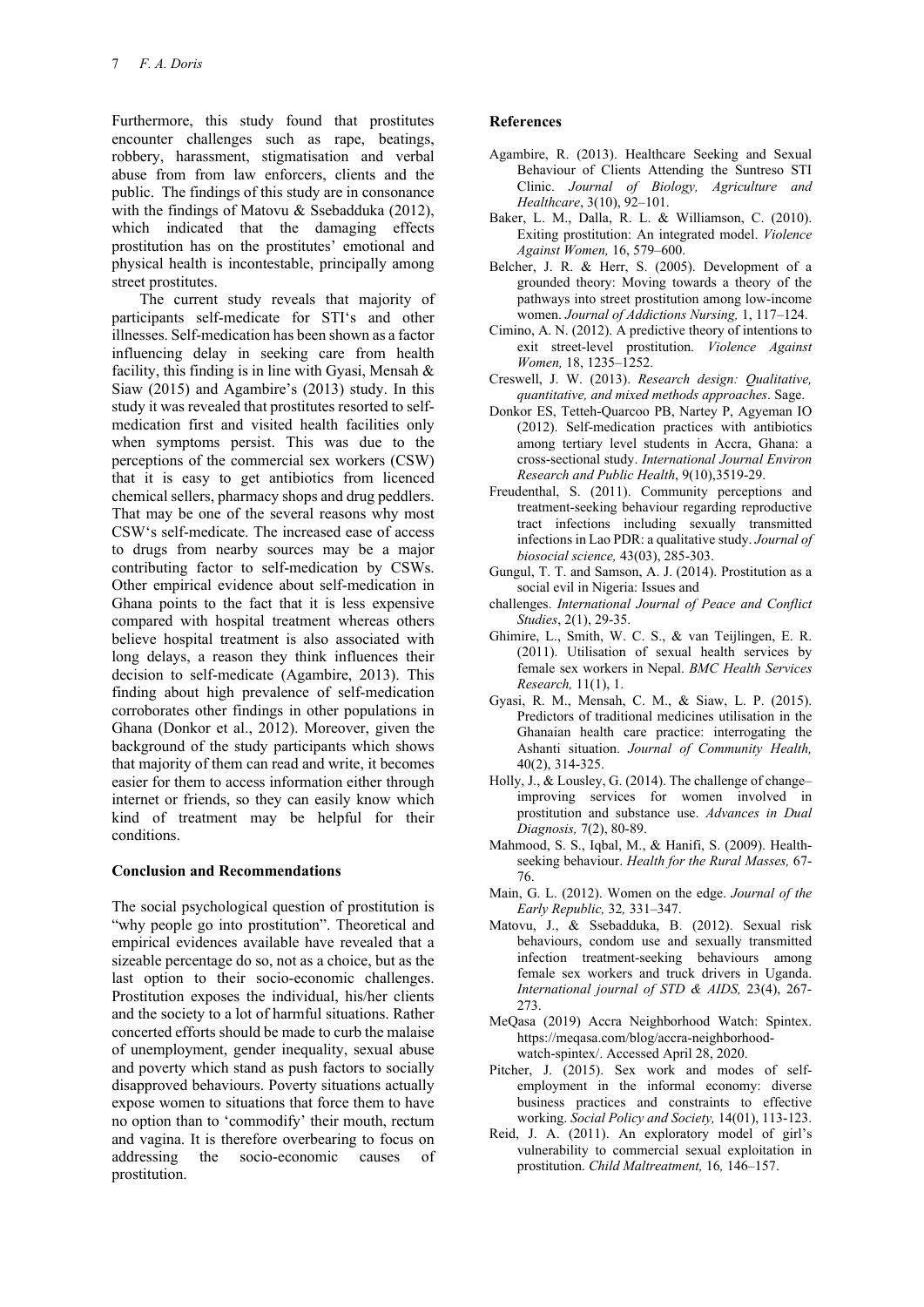Furthermore, this study found that prostitutes encounter challenges such as rape, beatings, robbery, harassment, stigmatisation and verbal abuse from from law enforcers, clients and the public. The findings of this study are in consonance with the findings of Matovu & Ssebadduka (2012), which indicated that the damaging effects prostitution has on the prostitutes' emotional and physical health is incontestable, principally among street prostitutes.

The current study reveals that majority of participants self-medicate for STI's and other illnesses. Self-medication has been shown as a factor influencing delay in seeking care from health facility, this finding is in line with Gyasi, Mensah & Siaw (2015) and Agambire's (2013) study. In this study it was revealed that prostitutes resorted to self-medication first and visited health facilities only when symptoms persist. This was due to the perceptions of the commercial sex workers (CSW) that it is easy to get antibiotics from licenced chemical sellers, pharmacy shops and drug peddlers. That may be one of the several reasons why most CSW's self-medicate. The increased ease of access to drugs from nearby sources may be a major contributing factor to self-medication by CSWs. Other empirical evidence about self-medication in Ghana points to the fact that it is less expensive compared with hospital treatment whereas others believe hospital treatment is also associated with long delays, a reason they think influences their decision to self-medicate (Agambire, 2013). This finding about high prevalence of self-medication corroborates other findings in other populations in Ghana (Donkor et al., 2012). Moreover, given the background of the study participants which shows that majority of them can read and write, it becomes easier for them to access information either through internet or friends, so they can easily know which kind of treatment may be helpful for their conditions.

## Conclusion and Recommendations

The social psychological question of prostitution is "why people go into prostitution". Theoretical and empirical evidences available have revealed that a sizeable percentage do so, not as a choice, but as the last option to their socio-economic challenges. Prostitution exposes the individual, his/her clients and the society to a lot of harmful situations. Rather concerted efforts should be made to curb the malaise of unemployment, gender inequality, sexual abuse and poverty which stand as push factors to socially disapproved behaviours. Poverty situations actually expose women to situations that force them to have no option than to 'commodify' their mouth, rectum and vagina. It is therefore overbearing to focus on addressing the socio-economic causes of prostitution.

## References

Agambire, R. (2013). Healthcare Seeking and Sexual Behaviour of Clients Attending the Suntreso STI Clinic. *Journal of Biology, Agriculture and Healthcare*, 3(10), 92–101.

Baker, L. M., Dalla, R. L. & Williamson, C. (2010). Exiting prostitution: An integrated model. *Violence Against Women,* 16, 579–600.

Belcher, J. R. & Herr, S. (2005). Development of a grounded theory: Moving towards a theory of the pathways into street prostitution among low-income women. *Journal of Addictions Nursing,* 1, 117–124.

Cimino, A. N. (2012). A predictive theory of intentions to exit street-level prostitution. *Violence Against Women,* 18, 1235–1252.

Creswell, J. W. (2013). *Research design: Qualitative, quantitative, and mixed methods approaches*. Sage.

Donkor ES, Tetteh-Quarcoo PB, Nartey P, Agyeman IO (2012). Self-medication practices with antibiotics among tertiary level students in Accra, Ghana: a cross-sectional study. *International Journal Environ Research and Public Health*, 9(10),3519-29.

Freudenthal, S. (2011). Community perceptions and treatment-seeking behaviour regarding reproductive tract infections including sexually transmitted infections in Lao PDR: a qualitative study. *Journal of biosocial science,* 43(03), 285-303.

Gungul, T. T. and Samson, A. J. (2014). Prostitution as a social evil in Nigeria: Issues and

challenges. *International Journal of Peace and Conflict Studies*, 2(1), 29-35.

Ghimire, L., Smith, W. C. S., & van Teijlingen, E. R. (2011). Utilisation of sexual health services by female sex workers in Nepal. *BMC Health Services Research,* 11(1), 1.

Gyasi, R. M., Mensah, C. M., & Siaw, L. P. (2015). Predictors of traditional medicines utilisation in the Ghanaian health care practice: interrogating the Ashanti situation. *Journal of Community Health,* 40(2), 314-325.

Holly, J., & Lousley, G. (2014). The challenge of change–improving services for women involved in prostitution and substance use. *Advances in Dual Diagnosis,* 7(2), 80-89.

Mahmood, S. S., Iqbal, M., & Hanifi, S. (2009). Health-seeking behaviour. *Health for the Rural Masses,* 67-76.

Main, G. L. (2012). Women on the edge. *Journal of the Early Republic,* 32*,* 331–347.

Matovu, J., & Ssebadduka, B. (2012). Sexual risk behaviours, condom use and sexually transmitted infection treatment-seeking behaviours among female sex workers and truck drivers in Uganda. *International journal of STD & AIDS,* 23(4), 267-273.

MeQasa (2019) Accra Neighborhood Watch: Spintex. https://meqasa.com/blog/accra-neighborhood-watch-spintex/. Accessed April 28, 2020.

Pitcher, J. (2015). Sex work and modes of self-employment in the informal economy: diverse business practices and constraints to effective working. *Social Policy and Society,* 14(01), 113-123.

Reid, J. A. (2011). An exploratory model of girl's vulnerability to commercial sexual exploitation in prostitution. *Child Maltreatment,* 16*,* 146–157.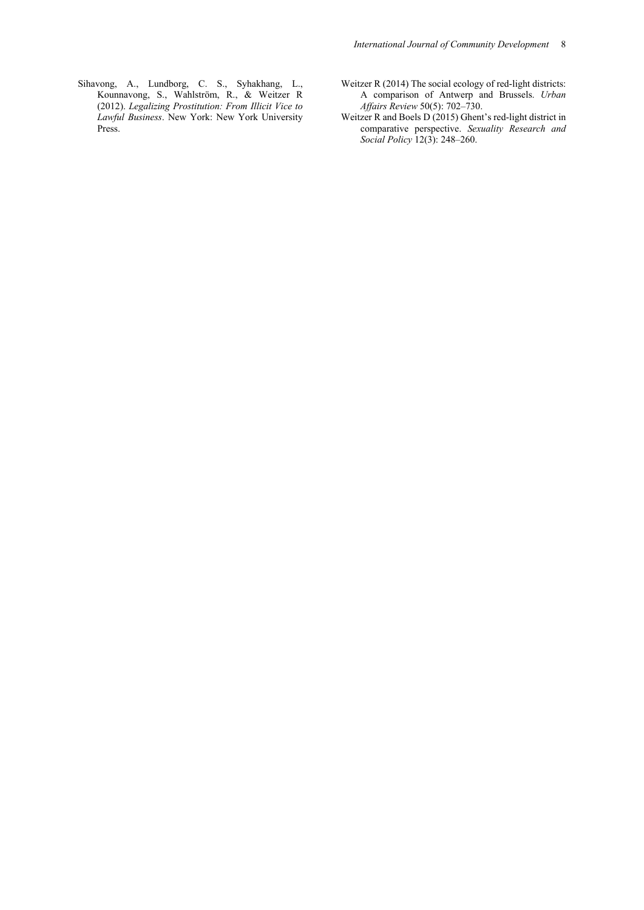Sihavong, A., Lundborg, C. S., Syhakhang, L., Kounnavong, S., Wahlström, R., & Weitzer R (2012). *Legalizing Prostitution: From Illicit Vice to Lawful Business*. New York: New York University Press.

Weitzer R (2014) The social ecology of red-light districts: A comparison of Antwerp and Brussels. *Urban Affairs Review* 50(5): 702–730.

Weitzer R and Boels D (2015) Ghent's red-light district in comparative perspective. *Sexuality Research and Social Policy* 12(3): 248–260.